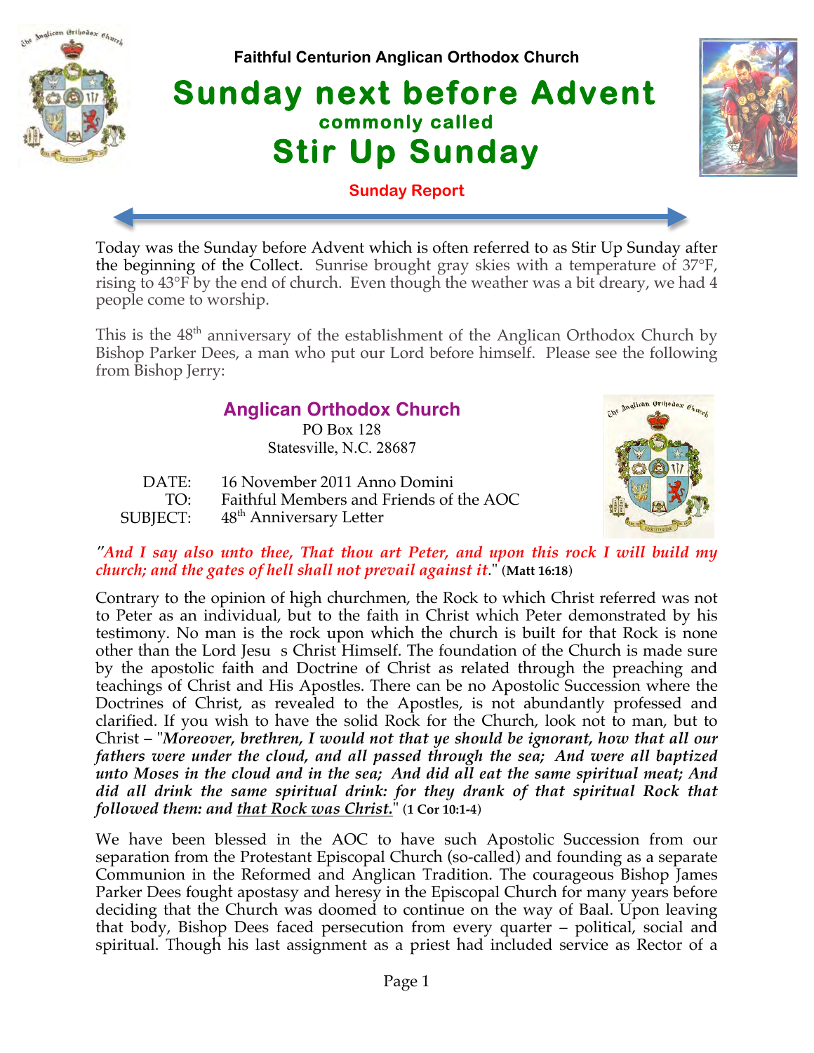Faithful Centurion Anglican Orthodox Church

# Sunday next before Advent

### commonly called

# Stir Up Sunday

**Sunday Report**

Today was the Sunday before Advent which is often referred to as Stir Up Sunday after the beginning of the Collect. Sunrise brought gray skies with a temperature of 37°F, rising to 43°F by the end of church. Even though the weather was a bit dreary, we had 4 people come to worship.

This is the 48th anniversary of the establishment of the Anglican Orthodox Church by Bishop Parker Dees, a man who put our Lord before himself. Please see the following from Bishop Jerry:

## Anglican Orthodox Church

PO Box 128
Statesville, N.C. 28687

DATE: 16 November 2011 Anno Domini
TO: Faithful Members and Friends of the AOC
SUBJECT: 48th Anniversary Letter

*"And I say also unto thee, That thou art Peter, and upon this rock I will build my church; and the gates of hell shall not prevail against it."* (**Matt 16:18**)

Contrary to the opinion of high churchmen, the Rock to which Christ referred was not to Peter as an individual, but to the faith in Christ which Peter demonstrated by his testimony. No man is the rock upon which the church is built for that Rock is none other than the Lord Jesu s Christ Himself. The foundation of the Church is made sure by the apostolic faith and Doctrine of Christ as related through the preaching and teachings of Christ and His Apostles. There can be no Apostolic Succession where the Doctrines of Christ, as revealed to the Apostles, is not abundantly professed and clarified. If you wish to have the solid Rock for the Church, look not to man, but to Christ – "***Moreover, brethren, I would not that ye should be ignorant, how that all our fathers were under the cloud, and all passed through the sea; And were all baptized unto Moses in the cloud and in the sea; And did all eat the same spiritual meat; And did all drink the same spiritual drink: for they drank of that spiritual Rock that followed them: and that Rock was Christ.***" (**1 Cor 10:1-4**)

We have been blessed in the AOC to have such Apostolic Succession from our separation from the Protestant Episcopal Church (so-called) and founding as a separate Communion in the Reformed and Anglican Tradition. The courageous Bishop James Parker Dees fought apostasy and heresy in the Episcopal Church for many years before deciding that the Church was doomed to continue on the way of Baal. Upon leaving that body, Bishop Dees faced persecution from every quarter – political, social and spiritual. Though his last assignment as a priest had included service as Rector of a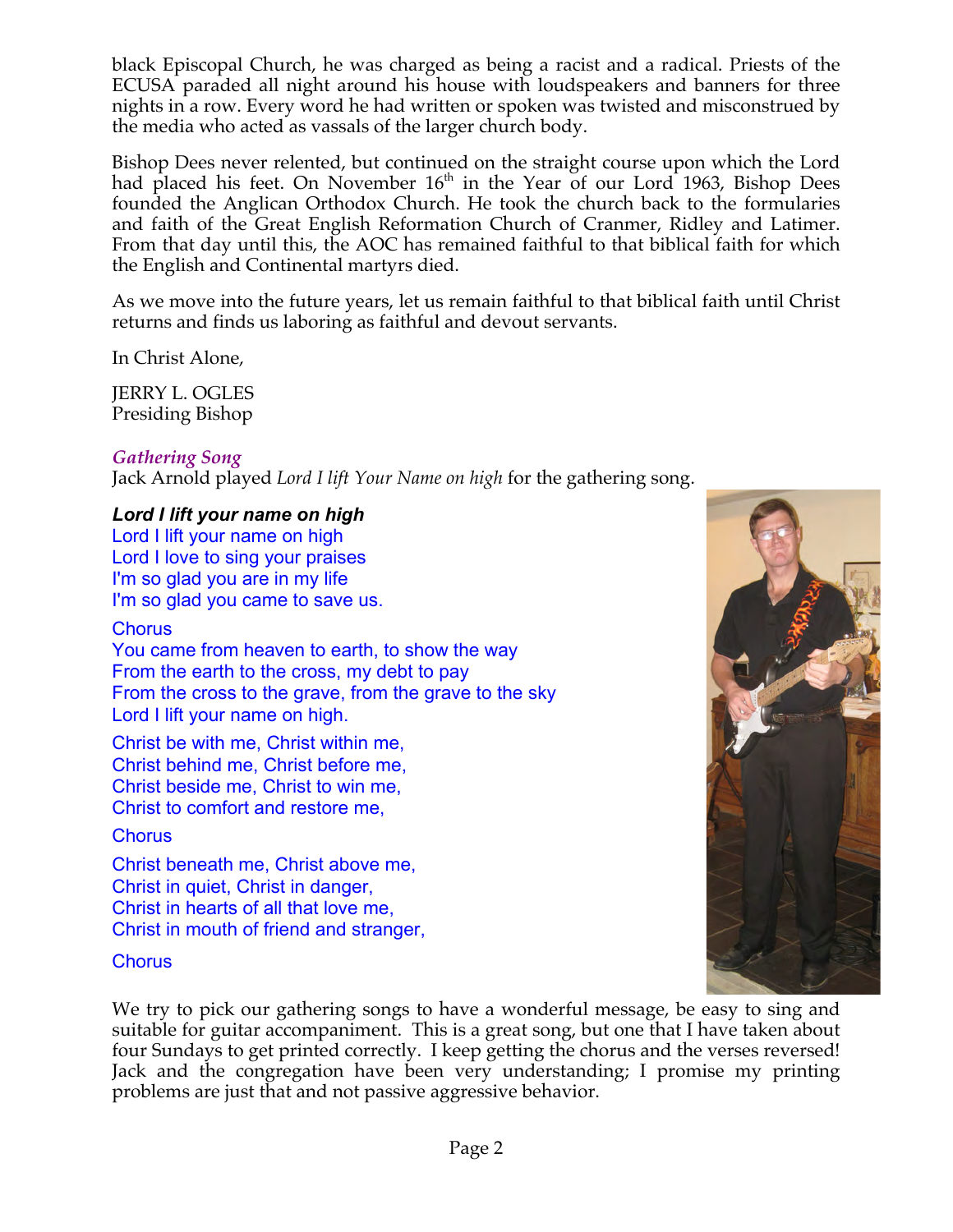black Episcopal Church, he was charged as being a racist and a radical. Priests of the ECUSA paraded all night around his house with loudspeakers and banners for three nights in a row. Every word he had written or spoken was twisted and misconstrued by the media who acted as vassals of the larger church body.

Bishop Dees never relented, but continued on the straight course upon which the Lord had placed his feet. On November 16th in the Year of our Lord 1963, Bishop Dees founded the Anglican Orthodox Church. He took the church back to the formularies and faith of the Great English Reformation Church of Cranmer, Ridley and Latimer. From that day until this, the AOC has remained faithful to that biblical faith for which the English and Continental martyrs died.

As we move into the future years, let us remain faithful to that biblical faith until Christ returns and finds us laboring as faithful and devout servants.

In Christ Alone,

JERRY L. OGLES
Presiding Bishop

### *Gathering Song*

Jack Arnold played *Lord I lift Your Name on high* for the gathering song.

***Lord I lift your name on high***

Lord I lift your name on high
Lord I love to sing your praises
I'm so glad you are in my life
I'm so glad you came to save us.

Chorus
You came from heaven to earth, to show the way
From the earth to the cross, my debt to pay
From the cross to the grave, from the grave to the sky
Lord I lift your name on high.

Christ be with me, Christ within me,
Christ behind me, Christ before me,
Christ beside me, Christ to win me,
Christ to comfort and restore me,

Chorus

Christ beneath me, Christ above me,
Christ in quiet, Christ in danger,
Christ in hearts of all that love me,
Christ in mouth of friend and stranger,

Chorus

We try to pick our gathering songs to have a wonderful message, be easy to sing and suitable for guitar accompaniment. This is a great song, but one that I have taken about four Sundays to get printed correctly. I keep getting the chorus and the verses reversed! Jack and the congregation have been very understanding; I promise my printing problems are just that and not passive aggressive behavior.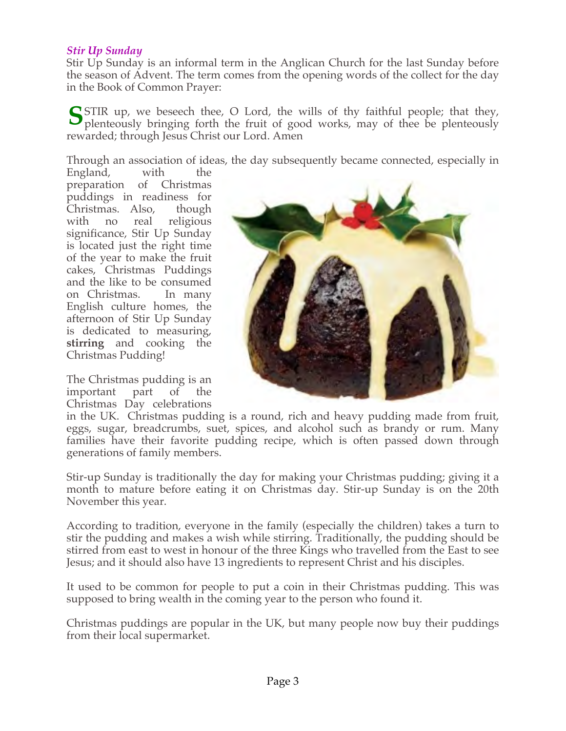### *Stir Up Sunday*

Stir Up Sunday is an informal term in the Anglican Church for the last Sunday before the season of Advent. The term comes from the opening words of the collect for the day in the Book of Common Prayer:

STIR up, we beseech thee, O Lord, the wills of thy faithful people; that they, plenteously bringing forth the fruit of good works, may of thee be plenteously rewarded; through Jesus Christ our Lord. Amen

Through an association of ideas, the day subsequently became connected, especially in England, with the preparation of Christmas puddings in readiness for Christmas. Also, though with no real religious significance, Stir Up Sunday is located just the right time of the year to make the fruit cakes, Christmas Puddings and the like to be consumed on Christmas. In many English culture homes, the afternoon of Stir Up Sunday is dedicated to measuring, **stirring** and cooking the Christmas Pudding!

The Christmas pudding is an important part of the Christmas Day celebrations in the UK. Christmas pudding is a round, rich and heavy pudding made from fruit, eggs, sugar, breadcrumbs, suet, spices, and alcohol such as brandy or rum. Many families have their favorite pudding recipe, which is often passed down through generations of family members.

Stir-up Sunday is traditionally the day for making your Christmas pudding; giving it a month to mature before eating it on Christmas day. Stir-up Sunday is on the 20th November this year.

According to tradition, everyone in the family (especially the children) takes a turn to stir the pudding and makes a wish while stirring. Traditionally, the pudding should be stirred from east to west in honour of the three Kings who travelled from the East to see Jesus; and it should also have 13 ingredients to represent Christ and his disciples.

It used to be common for people to put a coin in their Christmas pudding. This was supposed to bring wealth in the coming year to the person who found it.

Christmas puddings are popular in the UK, but many people now buy their puddings from their local supermarket.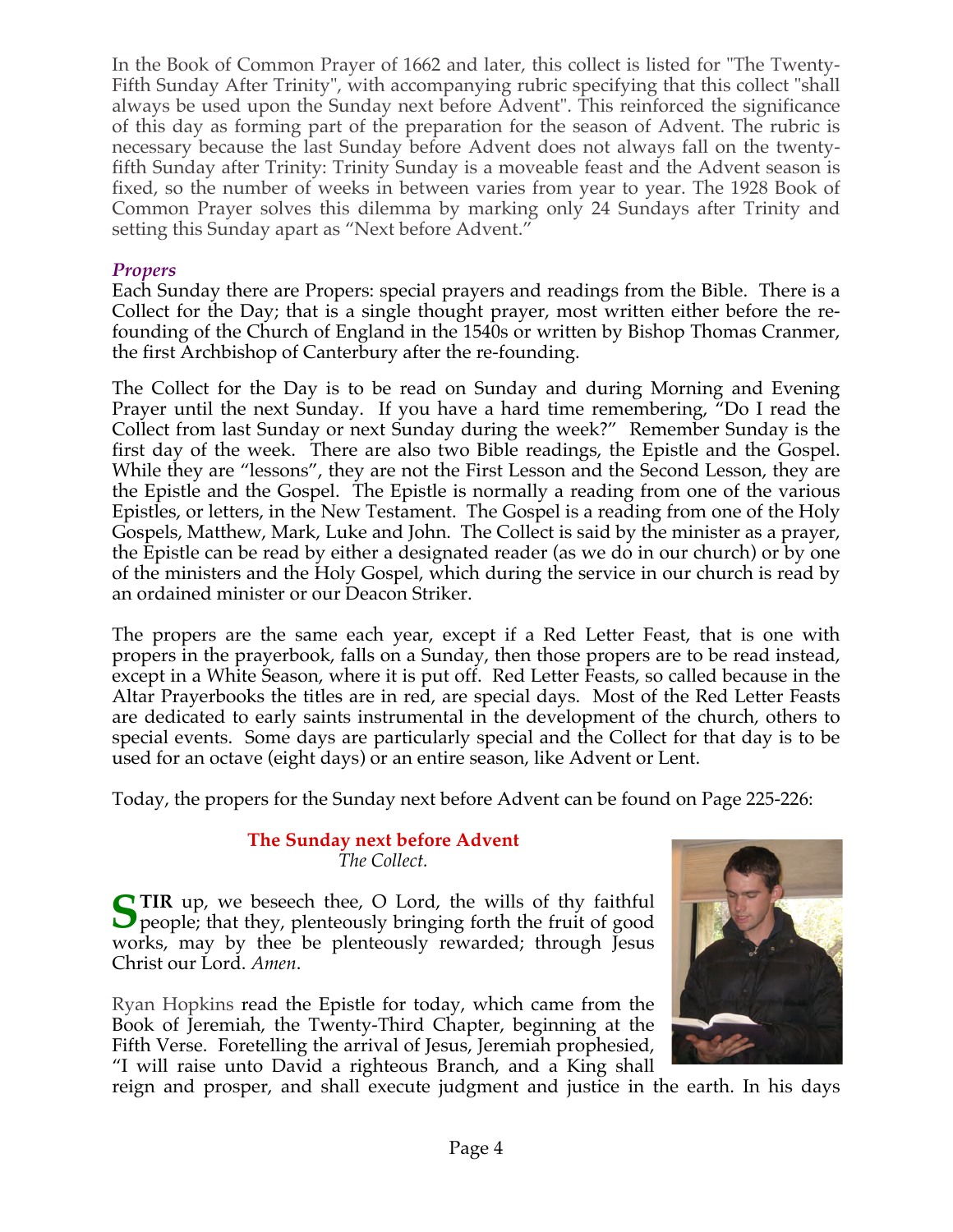In the Book of Common Prayer of 1662 and later, this collect is listed for "The Twenty-Fifth Sunday After Trinity", with accompanying rubric specifying that this collect "shall always be used upon the Sunday next before Advent". This reinforced the significance of this day as forming part of the preparation for the season of Advent. The rubric is necessary because the last Sunday before Advent does not always fall on the twenty-fifth Sunday after Trinity: Trinity Sunday is a moveable feast and the Advent season is fixed, so the number of weeks in between varies from year to year. The 1928 Book of Common Prayer solves this dilemma by marking only 24 Sundays after Trinity and setting this Sunday apart as "Next before Advent."

### *Propers*

Each Sunday there are Propers: special prayers and readings from the Bible. There is a Collect for the Day; that is a single thought prayer, most written either before the re-founding of the Church of England in the 1540s or written by Bishop Thomas Cranmer, the first Archbishop of Canterbury after the re-founding.

The Collect for the Day is to be read on Sunday and during Morning and Evening Prayer until the next Sunday. If you have a hard time remembering, "Do I read the Collect from last Sunday or next Sunday during the week?" Remember Sunday is the first day of the week. There are also two Bible readings, the Epistle and the Gospel. While they are "lessons", they are not the First Lesson and the Second Lesson, they are the Epistle and the Gospel. The Epistle is normally a reading from one of the various Epistles, or letters, in the New Testament. The Gospel is a reading from one of the Holy Gospels, Matthew, Mark, Luke and John. The Collect is said by the minister as a prayer, the Epistle can be read by either a designated reader (as we do in our church) or by one of the ministers and the Holy Gospel, which during the service in our church is read by an ordained minister or our Deacon Striker.

The propers are the same each year, except if a Red Letter Feast, that is one with propers in the prayerbook, falls on a Sunday, then those propers are to be read instead, except in a White Season, where it is put off. Red Letter Feasts, so called because in the Altar Prayerbooks the titles are in red, are special days. Most of the Red Letter Feasts are dedicated to early saints instrumental in the development of the church, others to special events. Some days are particularly special and the Collect for that day is to be used for an octave (eight days) or an entire season, like Advent or Lent.

Today, the propers for the Sunday next before Advent can be found on Page 225-226:

**The Sunday next before Advent**
*The Collect.*

**STIR** up, we beseech thee, O Lord, the wills of thy faithful people; that they, plenteously bringing forth the fruit of good works, may by thee be plenteously rewarded; through Jesus Christ our Lord. *Amen*.

Ryan Hopkins read the Epistle for today, which came from the Book of Jeremiah, the Twenty-Third Chapter, beginning at the Fifth Verse. Foretelling the arrival of Jesus, Jeremiah prophesied, "I will raise unto David a righteous Branch, and a King shall reign and prosper, and shall execute judgment and justice in the earth. In his days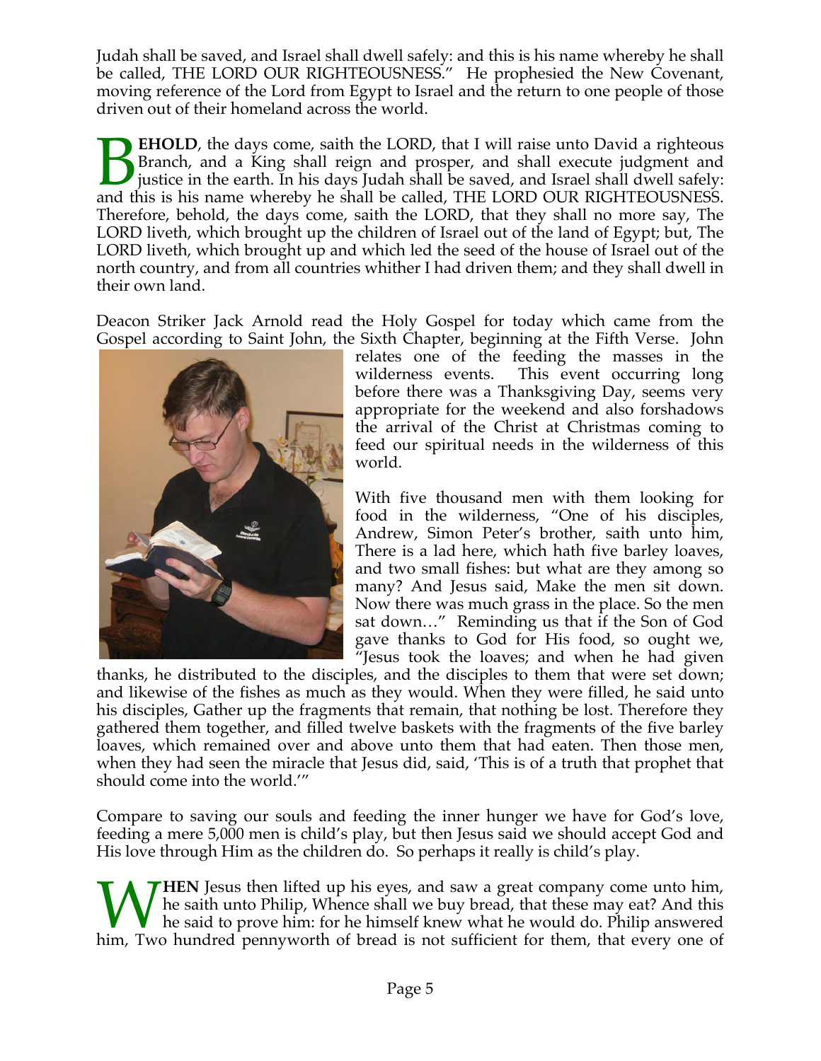Judah shall be saved, and Israel shall dwell safely: and this is his name whereby he shall be called, THE LORD OUR RIGHTEOUSNESS." He prophesied the New Covenant, moving reference of the Lord from Egypt to Israel and the return to one people of those driven out of their homeland across the world.

**BEHOLD**, the days come, saith the LORD, that I will raise unto David a righteous Branch, and a King shall reign and prosper, and shall execute judgment and justice in the earth. In his days Judah shall be saved, and Israel shall dwell safely: and this is his name whereby he shall be called, THE LORD OUR RIGHTEOUSNESS. Therefore, behold, the days come, saith the LORD, that they shall no more say, The LORD liveth, which brought up the children of Israel out of the land of Egypt; but, The LORD liveth, which brought up and which led the seed of the house of Israel out of the north country, and from all countries whither I had driven them; and they shall dwell in their own land.

Deacon Striker Jack Arnold read the Holy Gospel for today which came from the Gospel according to Saint John, the Sixth Chapter, beginning at the Fifth Verse. John relates one of the feeding the masses in the wilderness events. This event occurring long before there was a Thanksgiving Day, seems very appropriate for the weekend and also forshadows the arrival of the Christ at Christmas coming to feed our spiritual needs in the wilderness of this world.

With five thousand men with them looking for food in the wilderness, "One of his disciples, Andrew, Simon Peter's brother, saith unto him, There is a lad here, which hath five barley loaves, and two small fishes: but what are they among so many? And Jesus said, Make the men sit down. Now there was much grass in the place. So the men sat down…" Reminding us that if the Son of God gave thanks to God for His food, so ought we, "Jesus took the loaves; and when he had given thanks, he distributed to the disciples, and the disciples to them that were set down; and likewise of the fishes as much as they would. When they were filled, he said unto his disciples, Gather up the fragments that remain, that nothing be lost. Therefore they gathered them together, and filled twelve baskets with the fragments of the five barley loaves, which remained over and above unto them that had eaten. Then those men, when they had seen the miracle that Jesus did, said, 'This is of a truth that prophet that should come into the world.'"

Compare to saving our souls and feeding the inner hunger we have for God's love, feeding a mere 5,000 men is child's play, but then Jesus said we should accept God and His love through Him as the children do. So perhaps it really is child's play.

**WHEN** Jesus then lifted up his eyes, and saw a great company come unto him, he saith unto Philip, Whence shall we buy bread, that these may eat? And this he said to prove him: for he himself knew what he would do. Philip answered him, Two hundred pennyworth of bread is not sufficient for them, that every one of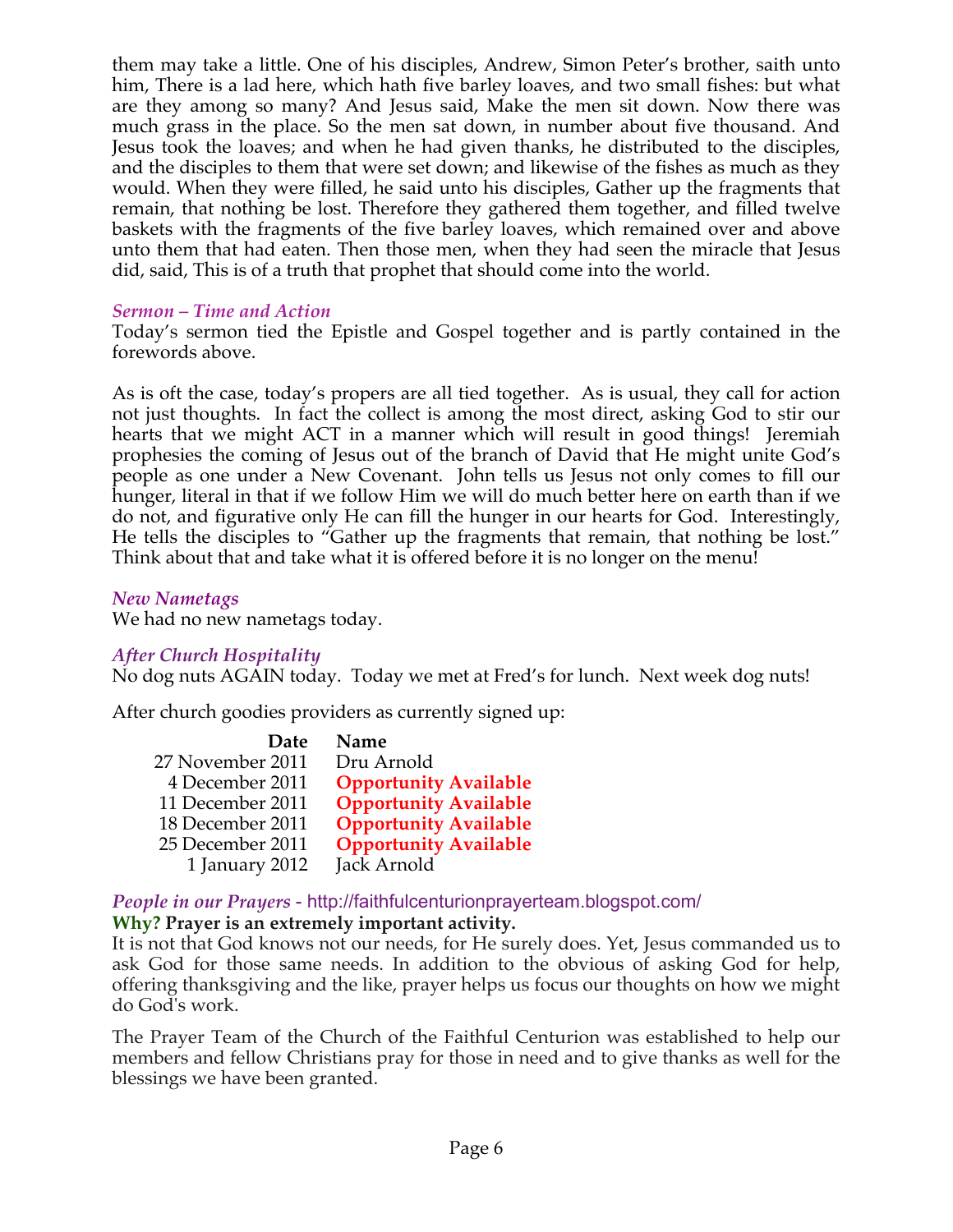them may take a little. One of his disciples, Andrew, Simon Peter's brother, saith unto him, There is a lad here, which hath five barley loaves, and two small fishes: but what are they among so many? And Jesus said, Make the men sit down. Now there was much grass in the place. So the men sat down, in number about five thousand. And Jesus took the loaves; and when he had given thanks, he distributed to the disciples, and the disciples to them that were set down; and likewise of the fishes as much as they would. When they were filled, he said unto his disciples, Gather up the fragments that remain, that nothing be lost. Therefore they gathered them together, and filled twelve baskets with the fragments of the five barley loaves, which remained over and above unto them that had eaten. Then those men, when they had seen the miracle that Jesus did, said, This is of a truth that prophet that should come into the world.

### *Sermon – Time and Action*

Today's sermon tied the Epistle and Gospel together and is partly contained in the forewords above.

As is oft the case, today's propers are all tied together. As is usual, they call for action not just thoughts. In fact the collect is among the most direct, asking God to stir our hearts that we might ACT in a manner which will result in good things! Jeremiah prophesies the coming of Jesus out of the branch of David that He might unite God's people as one under a New Covenant. John tells us Jesus not only comes to fill our hunger, literal in that if we follow Him we will do much better here on earth than if we do not, and figurative only He can fill the hunger in our hearts for God. Interestingly, He tells the disciples to "Gather up the fragments that remain, that nothing be lost." Think about that and take what it is offered before it is no longer on the menu!

### *New Nametags*

We had no new nametags today.

### *After Church Hospitality*

No dog nuts AGAIN today. Today we met at Fred's for lunch. Next week dog nuts!

After church goodies providers as currently signed up:

| Date | Name |
|---|---|
| 27 November 2011 | Dru Arnold |
| 4 December 2011 | **Opportunity Available** |
| 11 December 2011 | **Opportunity Available** |
| 18 December 2011 | **Opportunity Available** |
| 25 December 2011 | **Opportunity Available** |
| 1 January 2012 | Jack Arnold |

### *People in our Prayers* - http://faithfulcenturionprayerteam.blogspot.com/

**Why? Prayer is an extremely important activity.**

It is not that God knows not our needs, for He surely does. Yet, Jesus commanded us to ask God for those same needs. In addition to the obvious of asking God for help, offering thanksgiving and the like, prayer helps us focus our thoughts on how we might do God's work.

The Prayer Team of the Church of the Faithful Centurion was established to help our members and fellow Christians pray for those in need and to give thanks as well for the blessings we have been granted.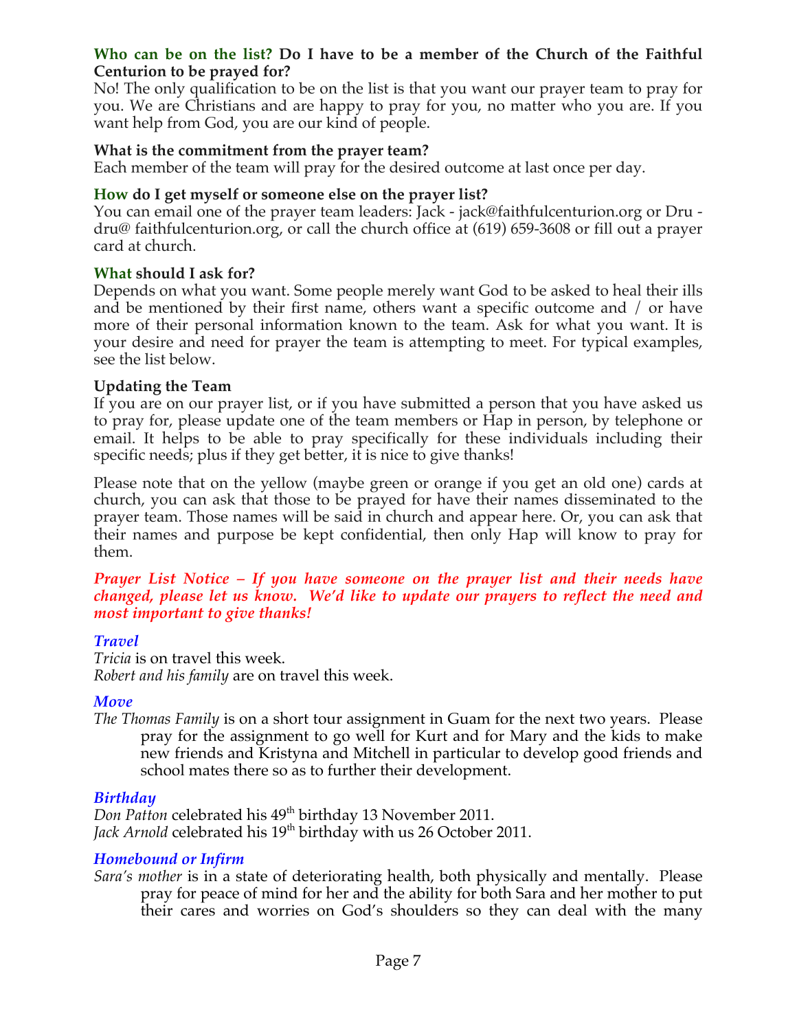**Who can be on the list? Do I have to be a member of the Church of the Faithful Centurion to be prayed for?**

No! The only qualification to be on the list is that you want our prayer team to pray for you. We are Christians and are happy to pray for you, no matter who you are. If you want help from God, you are our kind of people.

**What is the commitment from the prayer team?**

Each member of the team will pray for the desired outcome at last once per day.

**How do I get myself or someone else on the prayer list?**

You can email one of the prayer team leaders: Jack - jack@faithfulcenturion.org or Dru - dru@ faithfulcenturion.org, or call the church office at (619) 659-3608 or fill out a prayer card at church.

**What should I ask for?**

Depends on what you want. Some people merely want God to be asked to heal their ills and be mentioned by their first name, others want a specific outcome and / or have more of their personal information known to the team. Ask for what you want. It is your desire and need for prayer the team is attempting to meet. For typical examples, see the list below.

**Updating the Team**

If you are on our prayer list, or if you have submitted a person that you have asked us to pray for, please update one of the team members or Hap in person, by telephone or email. It helps to be able to pray specifically for these individuals including their specific needs; plus if they get better, it is nice to give thanks!

Please note that on the yellow (maybe green or orange if you get an old one) cards at church, you can ask that those to be prayed for have their names disseminated to the prayer team. Those names will be said in church and appear here. Or, you can ask that their names and purpose be kept confidential, then only Hap will know to pray for them.

***Prayer List Notice – If you have someone on the prayer list and their needs have changed, please let us know. We'd like to update our prayers to reflect the need and most important to give thanks!***

***Travel***

*Tricia* is on travel this week.
*Robert and his family* are on travel this week.

***Move***

*The Thomas Family* is on a short tour assignment in Guam for the next two years. Please pray for the assignment to go well for Kurt and for Mary and the kids to make new friends and Kristyna and Mitchell in particular to develop good friends and school mates there so as to further their development.

***Birthday***

*Don Patton* celebrated his 49th birthday 13 November 2011.
*Jack Arnold* celebrated his 19th birthday with us 26 October 2011.

***Homebound or Infirm***

*Sara's mother* is in a state of deteriorating health, both physically and mentally. Please pray for peace of mind for her and the ability for both Sara and her mother to put their cares and worries on God's shoulders so they can deal with the many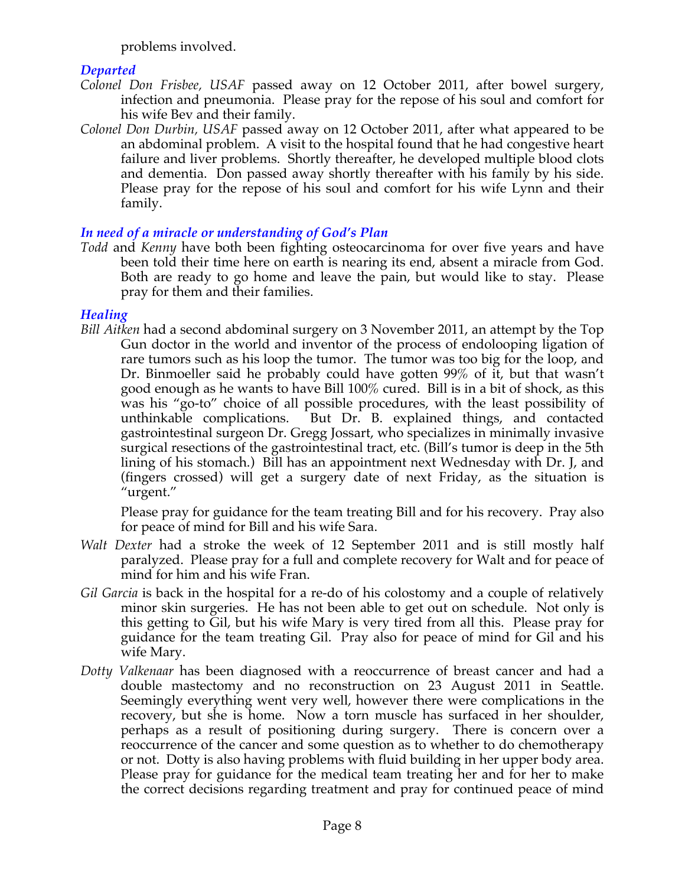problems involved.

### *Departed*

*Colonel Don Frisbee, USAF* passed away on 12 October 2011, after bowel surgery, infection and pneumonia. Please pray for the repose of his soul and comfort for his wife Bev and their family.

*Colonel Don Durbin, USAF* passed away on 12 October 2011, after what appeared to be an abdominal problem. A visit to the hospital found that he had congestive heart failure and liver problems. Shortly thereafter, he developed multiple blood clots and dementia. Don passed away shortly thereafter with his family by his side. Please pray for the repose of his soul and comfort for his wife Lynn and their family.

### *In need of a miracle or understanding of God's Plan*

*Todd* and *Kenny* have both been fighting osteocarcinoma for over five years and have been told their time here on earth is nearing its end, absent a miracle from God. Both are ready to go home and leave the pain, but would like to stay. Please pray for them and their families.

### *Healing*

*Bill Aitken* had a second abdominal surgery on 3 November 2011, an attempt by the Top Gun doctor in the world and inventor of the process of endolooping ligation of rare tumors such as his loop the tumor. The tumor was too big for the loop, and Dr. Binmoeller said he probably could have gotten 99% of it, but that wasn't good enough as he wants to have Bill 100% cured. Bill is in a bit of shock, as this was his "go-to" choice of all possible procedures, with the least possibility of unthinkable complications. But Dr. B. explained things, and contacted gastrointestinal surgeon Dr. Gregg Jossart, who specializes in minimally invasive surgical resections of the gastrointestinal tract, etc. (Bill's tumor is deep in the 5th lining of his stomach.) Bill has an appointment next Wednesday with Dr. J, and (fingers crossed) will get a surgery date of next Friday, as the situation is "urgent."

Please pray for guidance for the team treating Bill and for his recovery. Pray also for peace of mind for Bill and his wife Sara.

*Walt Dexter* had a stroke the week of 12 September 2011 and is still mostly half paralyzed. Please pray for a full and complete recovery for Walt and for peace of mind for him and his wife Fran.

*Gil Garcia* is back in the hospital for a re-do of his colostomy and a couple of relatively minor skin surgeries. He has not been able to get out on schedule. Not only is this getting to Gil, but his wife Mary is very tired from all this. Please pray for guidance for the team treating Gil. Pray also for peace of mind for Gil and his wife Mary.

*Dotty Valkenaar* has been diagnosed with a reoccurrence of breast cancer and had a double mastectomy and no reconstruction on 23 August 2011 in Seattle. Seemingly everything went very well, however there were complications in the recovery, but she is home. Now a torn muscle has surfaced in her shoulder, perhaps as a result of positioning during surgery. There is concern over a reoccurrence of the cancer and some question as to whether to do chemotherapy or not. Dotty is also having problems with fluid building in her upper body area. Please pray for guidance for the medical team treating her and for her to make the correct decisions regarding treatment and pray for continued peace of mind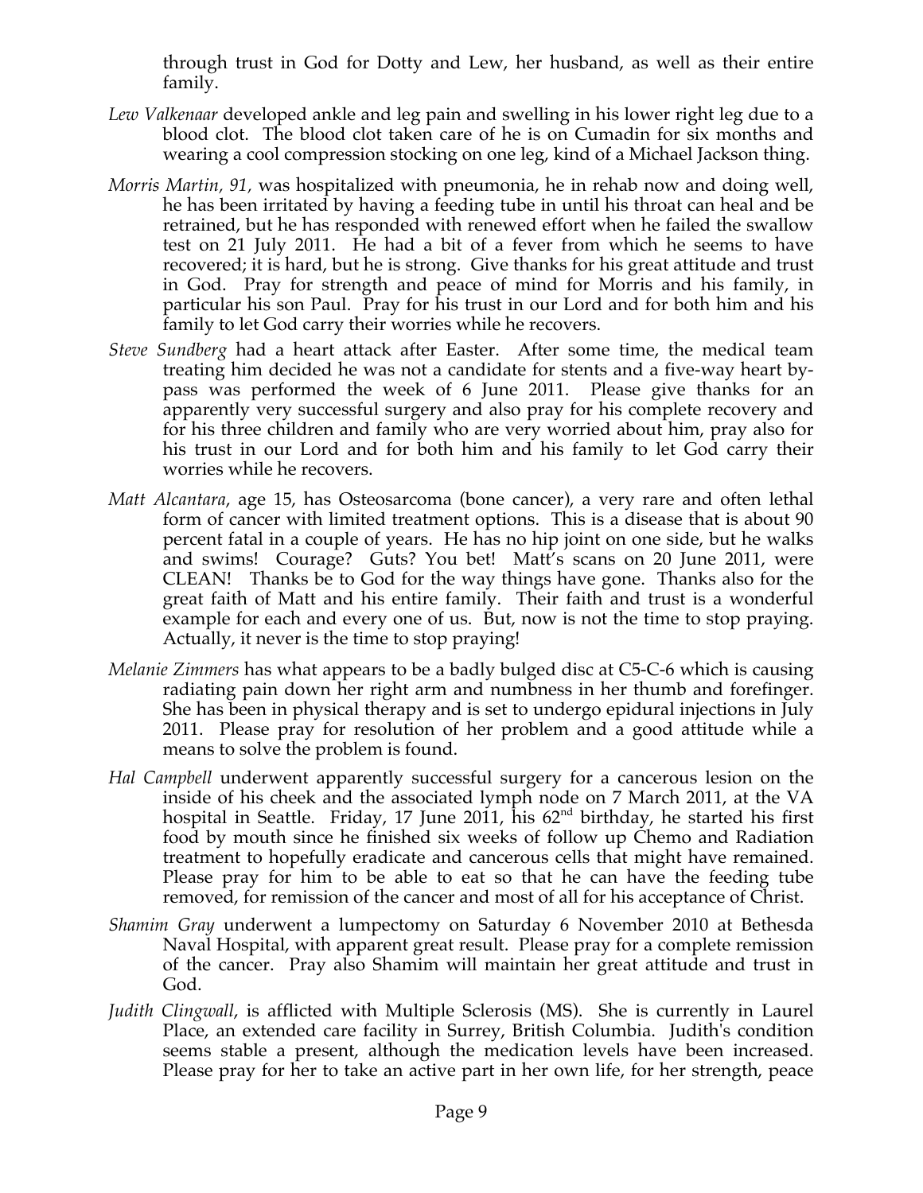through trust in God for Dotty and Lew, her husband, as well as their entire family.

*Lew Valkenaar* developed ankle and leg pain and swelling in his lower right leg due to a blood clot. The blood clot taken care of he is on Cumadin for six months and wearing a cool compression stocking on one leg, kind of a Michael Jackson thing.

*Morris Martin, 91,* was hospitalized with pneumonia, he in rehab now and doing well, he has been irritated by having a feeding tube in until his throat can heal and be retrained, but he has responded with renewed effort when he failed the swallow test on 21 July 2011. He had a bit of a fever from which he seems to have recovered; it is hard, but he is strong. Give thanks for his great attitude and trust in God. Pray for strength and peace of mind for Morris and his family, in particular his son Paul. Pray for his trust in our Lord and for both him and his family to let God carry their worries while he recovers.

*Steve Sundberg* had a heart attack after Easter. After some time, the medical team treating him decided he was not a candidate for stents and a five-way heart by-pass was performed the week of 6 June 2011. Please give thanks for an apparently very successful surgery and also pray for his complete recovery and for his three children and family who are very worried about him, pray also for his trust in our Lord and for both him and his family to let God carry their worries while he recovers.

*Matt Alcantara*, age 15, has Osteosarcoma (bone cancer), a very rare and often lethal form of cancer with limited treatment options. This is a disease that is about 90 percent fatal in a couple of years. He has no hip joint on one side, but he walks and swims! Courage? Guts? You bet! Matt's scans on 20 June 2011, were CLEAN! Thanks be to God for the way things have gone. Thanks also for the great faith of Matt and his entire family. Their faith and trust is a wonderful example for each and every one of us. But, now is not the time to stop praying. Actually, it never is the time to stop praying!

*Melanie Zimmers* has what appears to be a badly bulged disc at C5-C-6 which is causing radiating pain down her right arm and numbness in her thumb and forefinger. She has been in physical therapy and is set to undergo epidural injections in July 2011. Please pray for resolution of her problem and a good attitude while a means to solve the problem is found.

*Hal Campbell* underwent apparently successful surgery for a cancerous lesion on the inside of his cheek and the associated lymph node on 7 March 2011, at the VA hospital in Seattle. Friday, 17 June 2011, his 62nd birthday, he started his first food by mouth since he finished six weeks of follow up Chemo and Radiation treatment to hopefully eradicate and cancerous cells that might have remained. Please pray for him to be able to eat so that he can have the feeding tube removed, for remission of the cancer and most of all for his acceptance of Christ.

*Shamim Gray* underwent a lumpectomy on Saturday 6 November 2010 at Bethesda Naval Hospital, with apparent great result. Please pray for a complete remission of the cancer. Pray also Shamim will maintain her great attitude and trust in God.

*Judith Clingwall*, is afflicted with Multiple Sclerosis (MS). She is currently in Laurel Place, an extended care facility in Surrey, British Columbia. Judith's condition seems stable a present, although the medication levels have been increased. Please pray for her to take an active part in her own life, for her strength, peace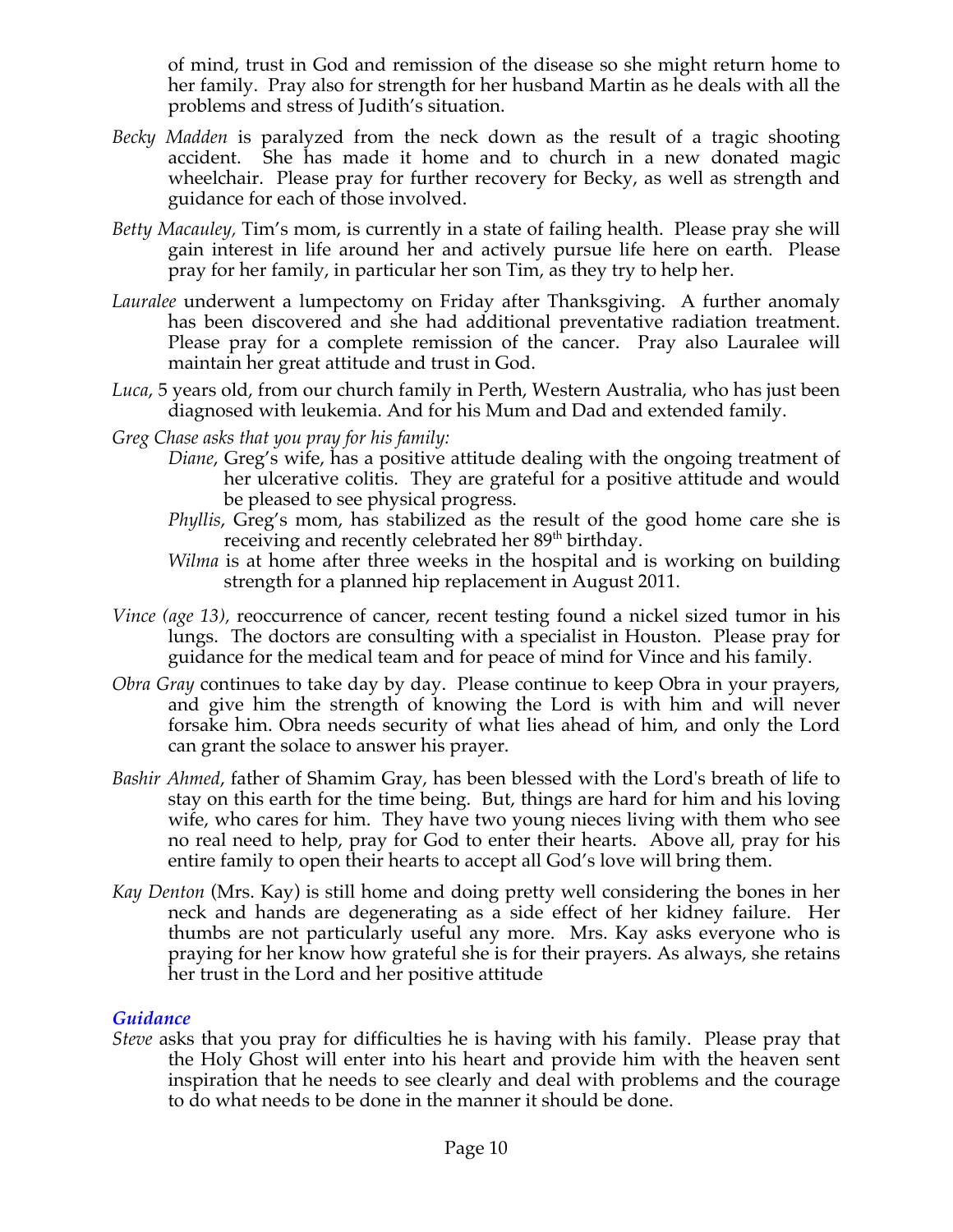of mind, trust in God and remission of the disease so she might return home to her family. Pray also for strength for her husband Martin as he deals with all the problems and stress of Judith's situation.

*Becky Madden* is paralyzed from the neck down as the result of a tragic shooting accident. She has made it home and to church in a new donated magic wheelchair. Please pray for further recovery for Becky, as well as strength and guidance for each of those involved.

*Betty Macauley*, Tim's mom, is currently in a state of failing health. Please pray she will gain interest in life around her and actively pursue life here on earth. Please pray for her family, in particular her son Tim, as they try to help her.

*Lauralee* underwent a lumpectomy on Friday after Thanksgiving. A further anomaly has been discovered and she had additional preventative radiation treatment. Please pray for a complete remission of the cancer. Pray also Lauralee will maintain her great attitude and trust in God.

*Luca*, 5 years old, from our church family in Perth, Western Australia, who has just been diagnosed with leukemia. And for his Mum and Dad and extended family.

*Greg Chase asks that you pray for his family:*

- *Diane*, Greg's wife, has a positive attitude dealing with the ongoing treatment of her ulcerative colitis. They are grateful for a positive attitude and would be pleased to see physical progress.
- *Phyllis*, Greg's mom, has stabilized as the result of the good home care she is receiving and recently celebrated her 89th birthday.
- *Wilma* is at home after three weeks in the hospital and is working on building strength for a planned hip replacement in August 2011.

*Vince (age 13)*, reoccurrence of cancer, recent testing found a nickel sized tumor in his lungs. The doctors are consulting with a specialist in Houston. Please pray for guidance for the medical team and for peace of mind for Vince and his family.

*Obra Gray* continues to take day by day. Please continue to keep Obra in your prayers, and give him the strength of knowing the Lord is with him and will never forsake him. Obra needs security of what lies ahead of him, and only the Lord can grant the solace to answer his prayer.

*Bashir Ahmed*, father of Shamim Gray, has been blessed with the Lord's breath of life to stay on this earth for the time being. But, things are hard for him and his loving wife, who cares for him. They have two young nieces living with them who see no real need to help, pray for God to enter their hearts. Above all, pray for his entire family to open their hearts to accept all God's love will bring them.

*Kay Denton* (Mrs. Kay) is still home and doing pretty well considering the bones in her neck and hands are degenerating as a side effect of her kidney failure. Her thumbs are not particularly useful any more. Mrs. Kay asks everyone who is praying for her know how grateful she is for their prayers. As always, she retains her trust in the Lord and her positive attitude

### *Guidance*

*Steve* asks that you pray for difficulties he is having with his family. Please pray that the Holy Ghost will enter into his heart and provide him with the heaven sent inspiration that he needs to see clearly and deal with problems and the courage to do what needs to be done in the manner it should be done.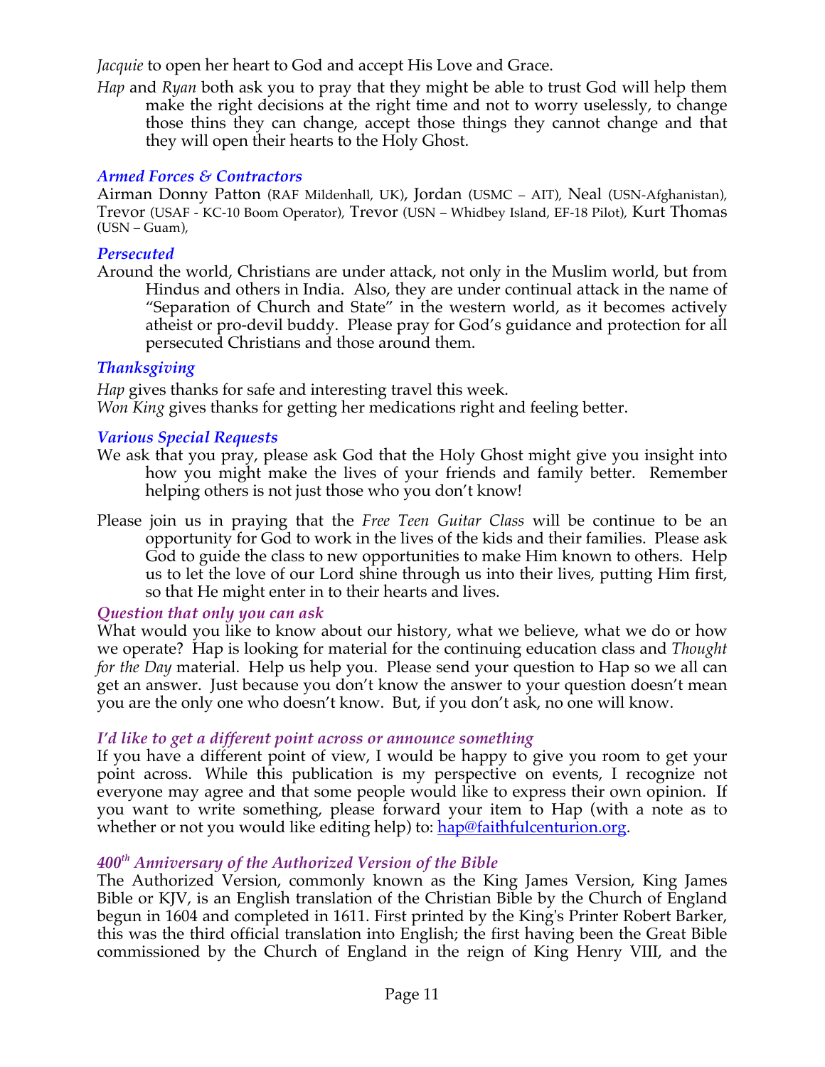*Jacquie* to open her heart to God and accept His Love and Grace.

*Hap* and *Ryan* both ask you to pray that they might be able to trust God will help them make the right decisions at the right time and not to worry uselessly, to change those thins they can change, accept those things they cannot change and that they will open their hearts to the Holy Ghost.

### *Armed Forces & Contractors*

Airman Donny Patton (RAF Mildenhall, UK), Jordan (USMC – AIT), Neal (USN-Afghanistan), Trevor (USAF - KC-10 Boom Operator), Trevor (USN – Whidbey Island, EF-18 Pilot), Kurt Thomas (USN – Guam),

### *Persecuted*

Around the world, Christians are under attack, not only in the Muslim world, but from Hindus and others in India. Also, they are under continual attack in the name of "Separation of Church and State" in the western world, as it becomes actively atheist or pro-devil buddy. Please pray for God's guidance and protection for all persecuted Christians and those around them.

### *Thanksgiving*

*Hap* gives thanks for safe and interesting travel this week.
*Won King* gives thanks for getting her medications right and feeling better.

### *Various Special Requests*

We ask that you pray, please ask God that the Holy Ghost might give you insight into how you might make the lives of your friends and family better. Remember helping others is not just those who you don't know!

Please join us in praying that the *Free Teen Guitar Class* will be continue to be an opportunity for God to work in the lives of the kids and their families. Please ask God to guide the class to new opportunities to make Him known to others. Help us to let the love of our Lord shine through us into their lives, putting Him first, so that He might enter in to their hearts and lives.

### *Question that only you can ask*

What would you like to know about our history, what we believe, what we do or how we operate? Hap is looking for material for the continuing education class and *Thought for the Day* material. Help us help you. Please send your question to Hap so we all can get an answer. Just because you don't know the answer to your question doesn't mean you are the only one who doesn't know. But, if you don't ask, no one will know.

### *I'd like to get a different point across or announce something*

If you have a different point of view, I would be happy to give you room to get your point across. While this publication is my perspective on events, I recognize not everyone may agree and that some people would like to express their own opinion. If you want to write something, please forward your item to Hap (with a note as to whether or not you would like editing help) to: hap@faithfulcenturion.org.

### *400th Anniversary of the Authorized Version of the Bible*

The Authorized Version, commonly known as the King James Version, King James Bible or KJV, is an English translation of the Christian Bible by the Church of England begun in 1604 and completed in 1611. First printed by the King's Printer Robert Barker, this was the third official translation into English; the first having been the Great Bible commissioned by the Church of England in the reign of King Henry VIII, and the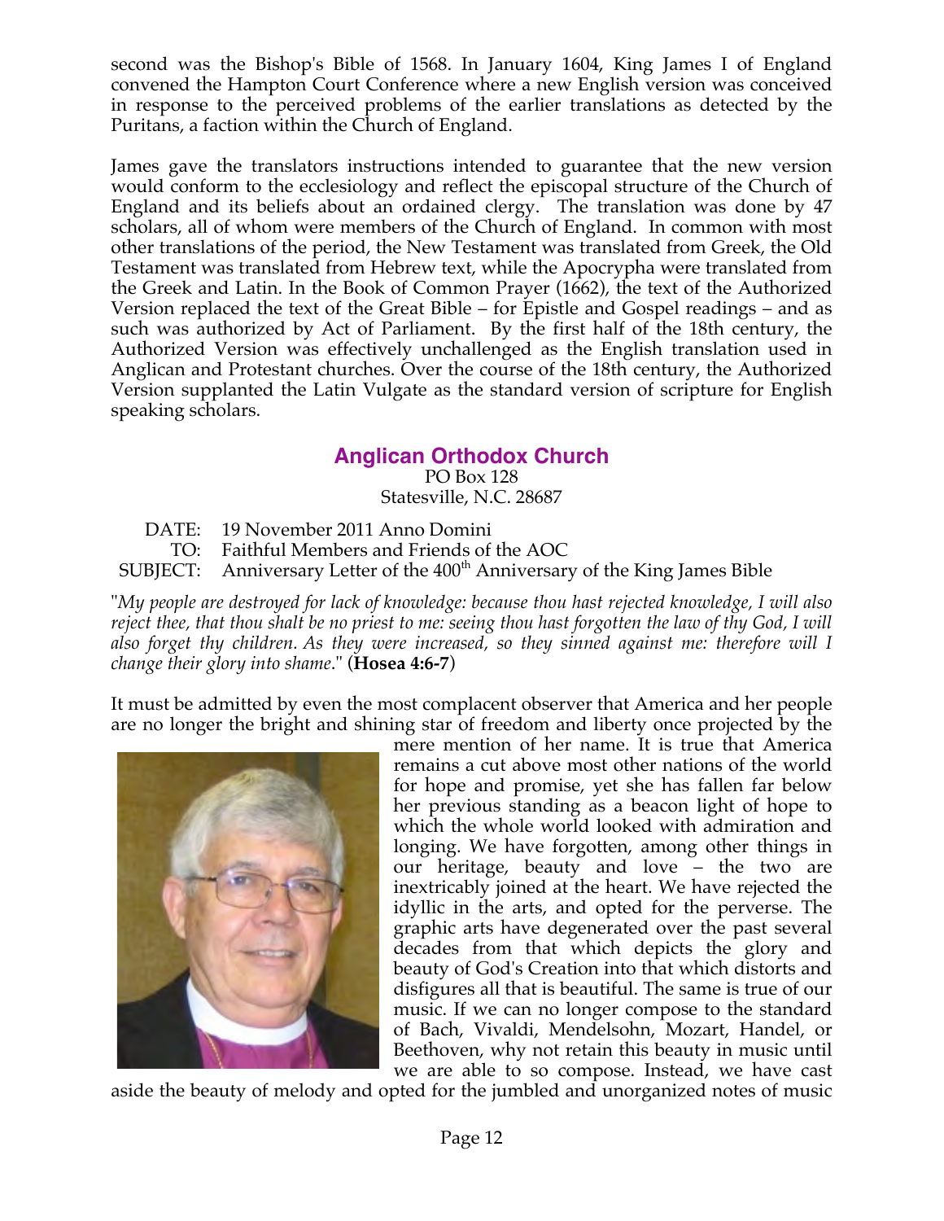second was the Bishop's Bible of 1568. In January 1604, King James I of England convened the Hampton Court Conference where a new English version was conceived in response to the perceived problems of the earlier translations as detected by the Puritans, a faction within the Church of England.

James gave the translators instructions intended to guarantee that the new version would conform to the ecclesiology and reflect the episcopal structure of the Church of England and its beliefs about an ordained clergy. The translation was done by 47 scholars, all of whom were members of the Church of England. In common with most other translations of the period, the New Testament was translated from Greek, the Old Testament was translated from Hebrew text, while the Apocrypha were translated from the Greek and Latin. In the Book of Common Prayer (1662), the text of the Authorized Version replaced the text of the Great Bible – for Epistle and Gospel readings – and as such was authorized by Act of Parliament. By the first half of the 18th century, the Authorized Version was effectively unchallenged as the English translation used in Anglican and Protestant churches. Over the course of the 18th century, the Authorized Version supplanted the Latin Vulgate as the standard version of scripture for English speaking scholars.

## Anglican Orthodox Church

PO Box 128
Statesville, N.C. 28687

DATE: 19 November 2011 Anno Domini
TO: Faithful Members and Friends of the AOC
SUBJECT: Anniversary Letter of the 400th Anniversary of the King James Bible

"*My people are destroyed for lack of knowledge: because thou hast rejected knowledge, I will also reject thee, that thou shalt be no priest to me: seeing thou hast forgotten the law of thy God, I will also forget thy children. As they were increased, so they sinned against me: therefore will I change their glory into shame*." (**Hosea 4:6-7**)

It must be admitted by even the most complacent observer that America and her people are no longer the bright and shining star of freedom and liberty once projected by the mere mention of her name. It is true that America remains a cut above most other nations of the world for hope and promise, yet she has fallen far below her previous standing as a beacon light of hope to which the whole world looked with admiration and longing. We have forgotten, among other things in our heritage, beauty and love – the two are inextricably joined at the heart. We have rejected the idyllic in the arts, and opted for the perverse. The graphic arts have degenerated over the past several decades from that which depicts the glory and beauty of God's Creation into that which distorts and disfigures all that is beautiful. The same is true of our music. If we can no longer compose to the standard of Bach, Vivaldi, Mendelsohn, Mozart, Handel, or Beethoven, why not retain this beauty in music until we are able to so compose. Instead, we have cast aside the beauty of melody and opted for the jumbled and unorganized notes of music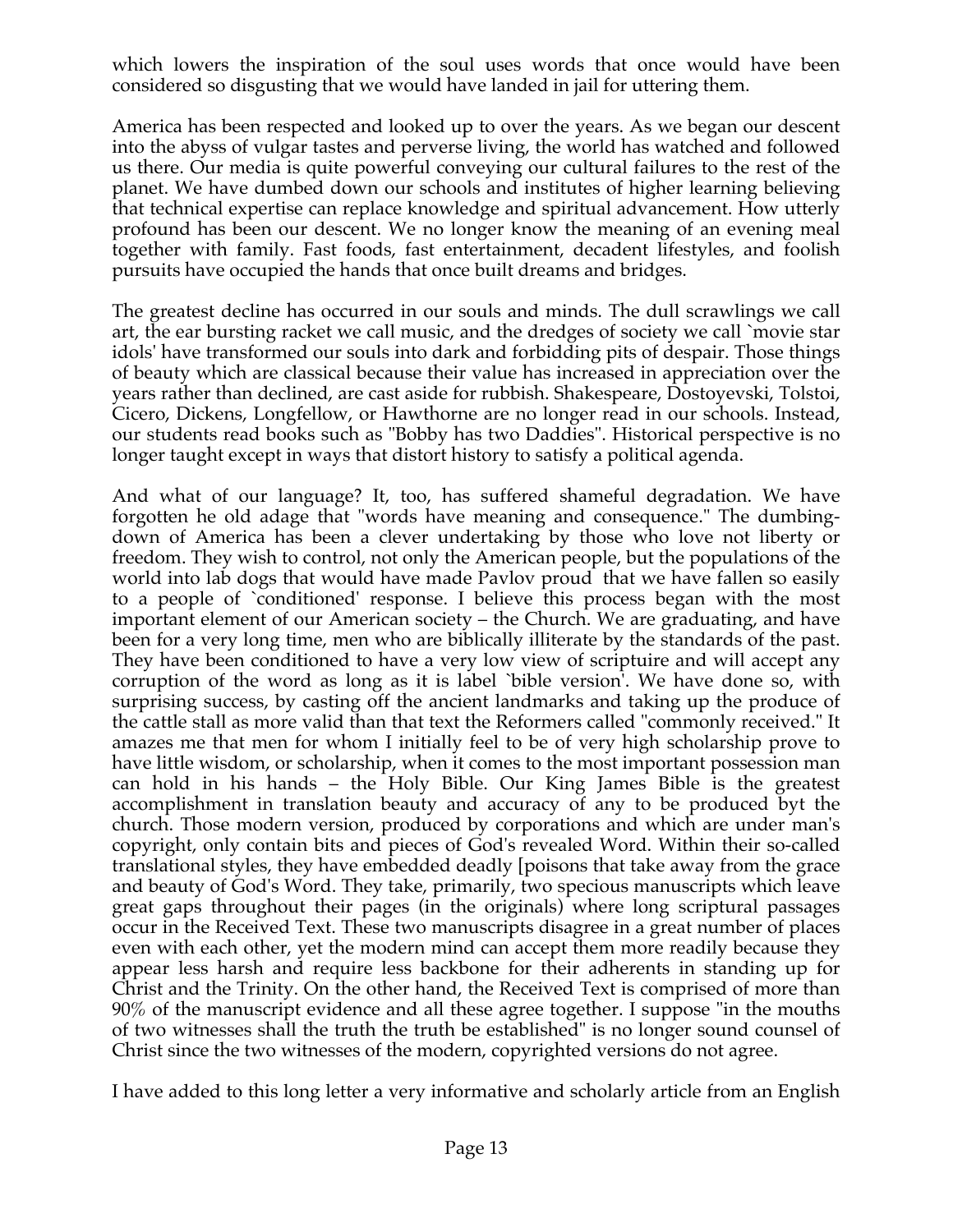which lowers the inspiration of the soul uses words that once would have been considered so disgusting that we would have landed in jail for uttering them.

America has been respected and looked up to over the years. As we began our descent into the abyss of vulgar tastes and perverse living, the world has watched and followed us there. Our media is quite powerful conveying our cultural failures to the rest of the planet. We have dumbed down our schools and institutes of higher learning believing that technical expertise can replace knowledge and spiritual advancement. How utterly profound has been our descent. We no longer know the meaning of an evening meal together with family. Fast foods, fast entertainment, decadent lifestyles, and foolish pursuits have occupied the hands that once built dreams and bridges.

The greatest decline has occurred in our souls and minds. The dull scrawlings we call art, the ear bursting racket we call music, and the dredges of society we call `movie star idols' have transformed our souls into dark and forbidding pits of despair. Those things of beauty which are classical because their value has increased in appreciation over the years rather than declined, are cast aside for rubbish. Shakespeare, Dostoyevski, Tolstoi, Cicero, Dickens, Longfellow, or Hawthorne are no longer read in our schools. Instead, our students read books such as "Bobby has two Daddies". Historical perspective is no longer taught except in ways that distort history to satisfy a political agenda.

And what of our language? It, too, has suffered shameful degradation. We have forgotten he old adage that "words have meaning and consequence." The dumbing-down of America has been a clever undertaking by those who love not liberty or freedom. They wish to control, not only the American people, but the populations of the world into lab dogs that would have made Pavlov proud that we have fallen so easily to a people of `conditioned' response. I believe this process began with the most important element of our American society – the Church. We are graduating, and have been for a very long time, men who are biblically illiterate by the standards of the past. They have been conditioned to have a very low view of scriptuire and will accept any corruption of the word as long as it is label `bible version'. We have done so, with surprising success, by casting off the ancient landmarks and taking up the produce of the cattle stall as more valid than that text the Reformers called "commonly received." It amazes me that men for whom I initially feel to be of very high scholarship prove to have little wisdom, or scholarship, when it comes to the most important possession man can hold in his hands – the Holy Bible. Our King James Bible is the greatest accomplishment in translation beauty and accuracy of any to be produced byt the church. Those modern version, produced by corporations and which are under man's copyright, only contain bits and pieces of God's revealed Word. Within their so-called translational styles, they have embedded deadly [poisons that take away from the grace and beauty of God's Word. They take, primarily, two specious manuscripts which leave great gaps throughout their pages (in the originals) where long scriptural passages occur in the Received Text. These two manuscripts disagree in a great number of places even with each other, yet the modern mind can accept them more readily because they appear less harsh and require less backbone for their adherents in standing up for Christ and the Trinity. On the other hand, the Received Text is comprised of more than 90% of the manuscript evidence and all these agree together. I suppose "in the mouths of two witnesses shall the truth the truth be established" is no longer sound counsel of Christ since the two witnesses of the modern, copyrighted versions do not agree.

I have added to this long letter a very informative and scholarly article from an English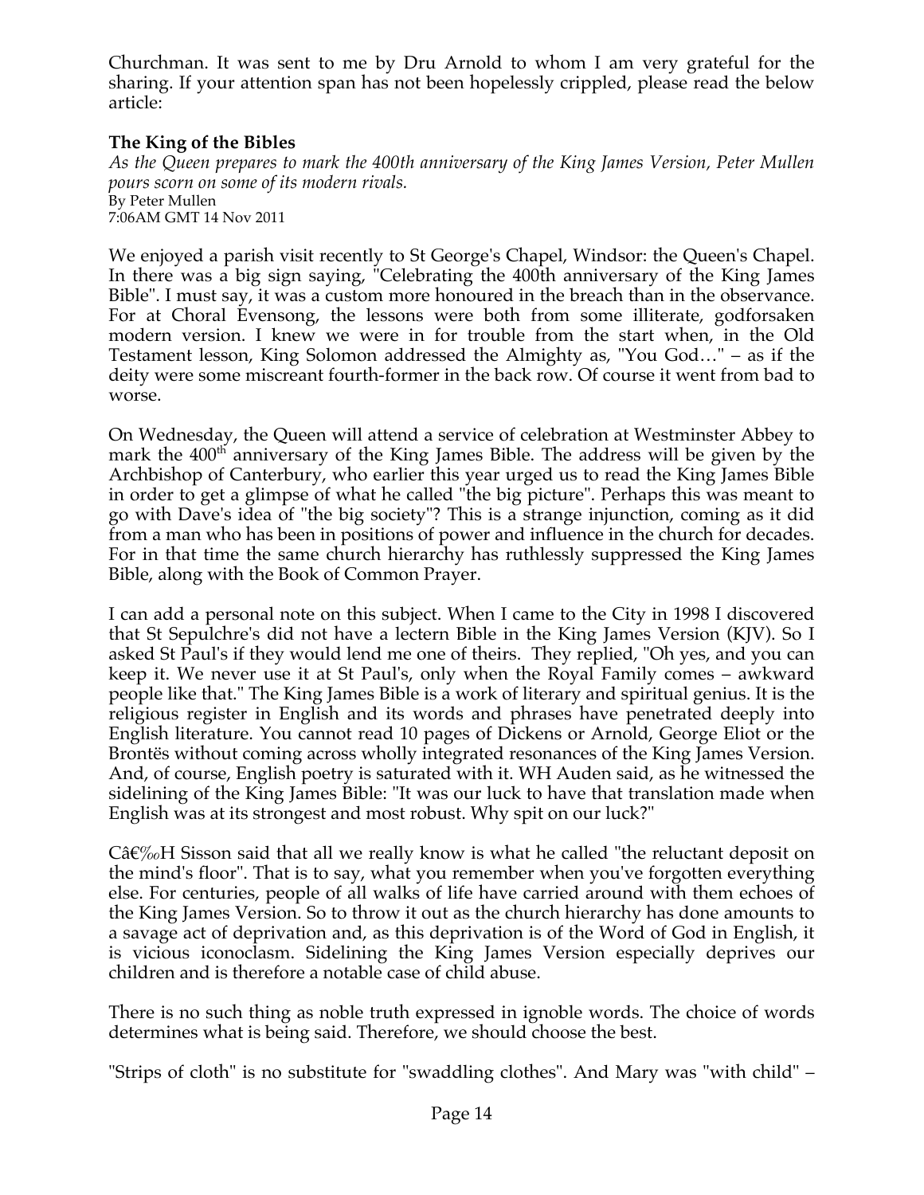Churchman. It was sent to me by Dru Arnold to whom I am very grateful for the sharing. If your attention span has not been hopelessly crippled, please read the below article:

**The King of the Bibles**

*As the Queen prepares to mark the 400th anniversary of the King James Version, Peter Mullen pours scorn on some of its modern rivals.*

By Peter Mullen
7:06AM GMT 14 Nov 2011

We enjoyed a parish visit recently to St George's Chapel, Windsor: the Queen's Chapel. In there was a big sign saying, "Celebrating the 400th anniversary of the King James Bible". I must say, it was a custom more honoured in the breach than in the observance. For at Choral Evensong, the lessons were both from some illiterate, godforsaken modern version. I knew we were in for trouble from the start when, in the Old Testament lesson, King Solomon addressed the Almighty as, "You God…" – as if the deity were some miscreant fourth-former in the back row. Of course it went from bad to worse.

On Wednesday, the Queen will attend a service of celebration at Westminster Abbey to mark the 400th anniversary of the King James Bible. The address will be given by the Archbishop of Canterbury, who earlier this year urged us to read the King James Bible in order to get a glimpse of what he called "the big picture". Perhaps this was meant to go with Dave's idea of "the big society"? This is a strange injunction, coming as it did from a man who has been in positions of power and influence in the church for decades. For in that time the same church hierarchy has ruthlessly suppressed the King James Bible, along with the Book of Common Prayer.

I can add a personal note on this subject. When I came to the City in 1998 I discovered that St Sepulchre's did not have a lectern Bible in the King James Version (KJV). So I asked St Paul's if they would lend me one of theirs. They replied, "Oh yes, and you can keep it. We never use it at St Paul's, only when the Royal Family comes – awkward people like that." The King James Bible is a work of literary and spiritual genius. It is the religious register in English and its words and phrases have penetrated deeply into English literature. You cannot read 10 pages of Dickens or Arnold, George Eliot or the Brontës without coming across wholly integrated resonances of the King James Version. And, of course, English poetry is saturated with it. WH Auden said, as he witnessed the sidelining of the King James Bible: "It was our luck to have that translation made when English was at its strongest and most robust. Why spit on our luck?"

Câ€‰H Sisson said that all we really know is what he called "the reluctant deposit on the mind's floor". That is to say, what you remember when you've forgotten everything else. For centuries, people of all walks of life have carried around with them echoes of the King James Version. So to throw it out as the church hierarchy has done amounts to a savage act of deprivation and, as this deprivation is of the Word of God in English, it is vicious iconoclasm. Sidelining the King James Version especially deprives our children and is therefore a notable case of child abuse.

There is no such thing as noble truth expressed in ignoble words. The choice of words determines what is being said. Therefore, we should choose the best.

"Strips of cloth" is no substitute for "swaddling clothes". And Mary was "with child" –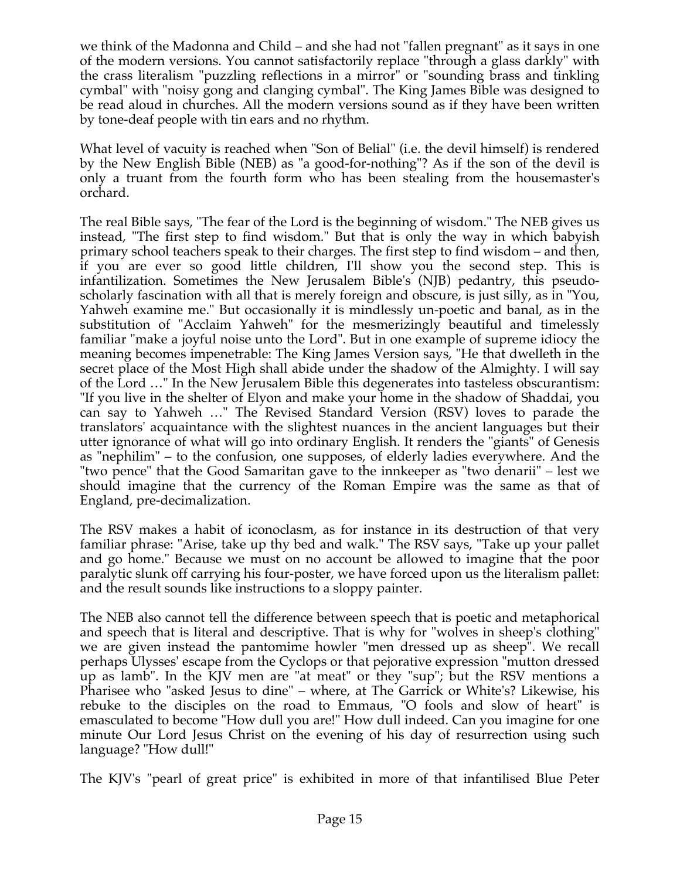we think of the Madonna and Child – and she had not "fallen pregnant" as it says in one of the modern versions. You cannot satisfactorily replace "through a glass darkly" with the crass literalism "puzzling reflections in a mirror" or "sounding brass and tinkling cymbal" with "noisy gong and clanging cymbal". The King James Bible was designed to be read aloud in churches. All the modern versions sound as if they have been written by tone-deaf people with tin ears and no rhythm.

What level of vacuity is reached when "Son of Belial" (i.e. the devil himself) is rendered by the New English Bible (NEB) as "a good-for-nothing"? As if the son of the devil is only a truant from the fourth form who has been stealing from the housemaster's orchard.

The real Bible says, "The fear of the Lord is the beginning of wisdom." The NEB gives us instead, "The first step to find wisdom." But that is only the way in which babyish primary school teachers speak to their charges. The first step to find wisdom – and then, if you are ever so good little children, I'll show you the second step. This is infantilization. Sometimes the New Jerusalem Bible's (NJB) pedantry, this pseudo-scholarly fascination with all that is merely foreign and obscure, is just silly, as in "You, Yahweh examine me." But occasionally it is mindlessly un-poetic and banal, as in the substitution of "Acclaim Yahweh" for the mesmerizingly beautiful and timelessly familiar "make a joyful noise unto the Lord". But in one example of supreme idiocy the meaning becomes impenetrable: The King James Version says, "He that dwelleth in the secret place of the Most High shall abide under the shadow of the Almighty. I will say of the Lord …" In the New Jerusalem Bible this degenerates into tasteless obscurantism: "If you live in the shelter of Elyon and make your home in the shadow of Shaddai, you can say to Yahweh …" The Revised Standard Version (RSV) loves to parade the translators' acquaintance with the slightest nuances in the ancient languages but their utter ignorance of what will go into ordinary English. It renders the "giants" of Genesis as "nephilim" – to the confusion, one supposes, of elderly ladies everywhere. And the "two pence" that the Good Samaritan gave to the innkeeper as "two denarii" – lest we should imagine that the currency of the Roman Empire was the same as that of England, pre-decimalization.

The RSV makes a habit of iconoclasm, as for instance in its destruction of that very familiar phrase: "Arise, take up thy bed and walk." The RSV says, "Take up your pallet and go home." Because we must on no account be allowed to imagine that the poor paralytic slunk off carrying his four-poster, we have forced upon us the literalism pallet: and the result sounds like instructions to a sloppy painter.

The NEB also cannot tell the difference between speech that is poetic and metaphorical and speech that is literal and descriptive. That is why for "wolves in sheep's clothing" we are given instead the pantomime howler "men dressed up as sheep". We recall perhaps Ulysses' escape from the Cyclops or that pejorative expression "mutton dressed up as lamb". In the KJV men are "at meat" or they "sup"; but the RSV mentions a Pharisee who "asked Jesus to dine" – where, at The Garrick or White's? Likewise, his rebuke to the disciples on the road to Emmaus, "O fools and slow of heart" is emasculated to become "How dull you are!" How dull indeed. Can you imagine for one minute Our Lord Jesus Christ on the evening of his day of resurrection using such language? "How dull!"

The KJV's "pearl of great price" is exhibited in more of that infantilised Blue Peter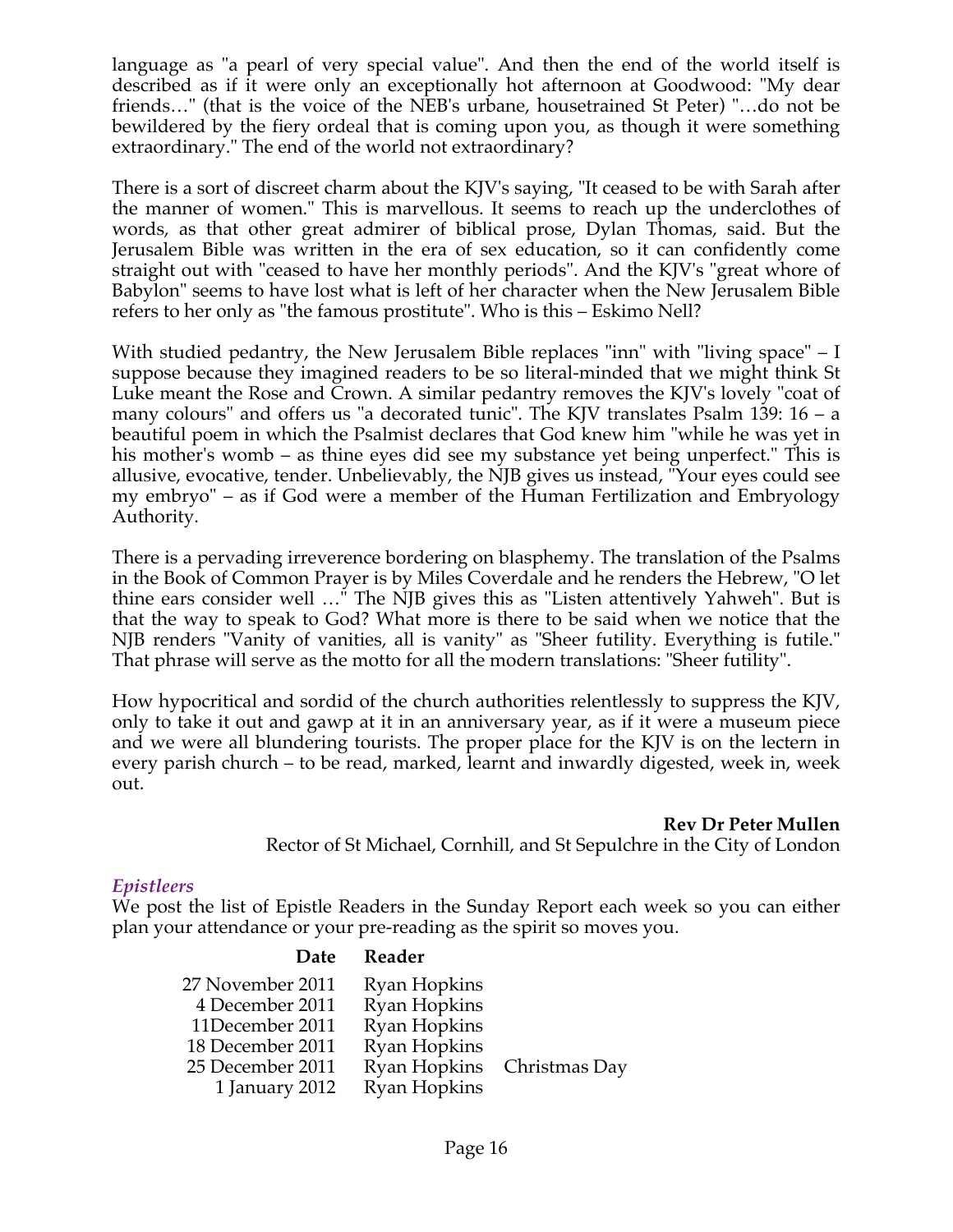language as "a pearl of very special value". And then the end of the world itself is described as if it were only an exceptionally hot afternoon at Goodwood: "My dear friends…" (that is the voice of the NEB's urbane, housetrained St Peter) "…do not be bewildered by the fiery ordeal that is coming upon you, as though it were something extraordinary." The end of the world not extraordinary?

There is a sort of discreet charm about the KJV's saying, "It ceased to be with Sarah after the manner of women." This is marvellous. It seems to reach up the underclothes of words, as that other great admirer of biblical prose, Dylan Thomas, said. But the Jerusalem Bible was written in the era of sex education, so it can confidently come straight out with "ceased to have her monthly periods". And the KJV's "great whore of Babylon" seems to have lost what is left of her character when the New Jerusalem Bible refers to her only as "the famous prostitute". Who is this – Eskimo Nell?

With studied pedantry, the New Jerusalem Bible replaces "inn" with "living space" – I suppose because they imagined readers to be so literal-minded that we might think St Luke meant the Rose and Crown. A similar pedantry removes the KJV's lovely "coat of many colours" and offers us "a decorated tunic". The KJV translates Psalm 139: 16 – a beautiful poem in which the Psalmist declares that God knew him "while he was yet in his mother's womb – as thine eyes did see my substance yet being unperfect." This is allusive, evocative, tender. Unbelievably, the NJB gives us instead, "Your eyes could see my embryo" – as if God were a member of the Human Fertilization and Embryology Authority.

There is a pervading irreverence bordering on blasphemy. The translation of the Psalms in the Book of Common Prayer is by Miles Coverdale and he renders the Hebrew, "O let thine ears consider well …" The NJB gives this as "Listen attentively Yahweh". But is that the way to speak to God? What more is there to be said when we notice that the NJB renders "Vanity of vanities, all is vanity" as "Sheer futility. Everything is futile." That phrase will serve as the motto for all the modern translations: "Sheer futility".

How hypocritical and sordid of the church authorities relentlessly to suppress the KJV, only to take it out and gawp at it in an anniversary year, as if it were a museum piece and we were all blundering tourists. The proper place for the KJV is on the lectern in every parish church – to be read, marked, learnt and inwardly digested, week in, week out.

**Rev Dr Peter Mullen**
Rector of St Michael, Cornhill, and St Sepulchre in the City of London

### *Epistleers*

We post the list of Epistle Readers in the Sunday Report each week so you can either plan your attendance or your pre-reading as the spirit so moves you.

| Date | Reader | |
|---|---|---|
| 27 November 2011 | Ryan Hopkins | |
| 4 December 2011 | Ryan Hopkins | |
| 11December 2011 | Ryan Hopkins | |
| 18 December 2011 | Ryan Hopkins | |
| 25 December 2011 | Ryan Hopkins | Christmas Day |
| 1 January 2012 | Ryan Hopkins | |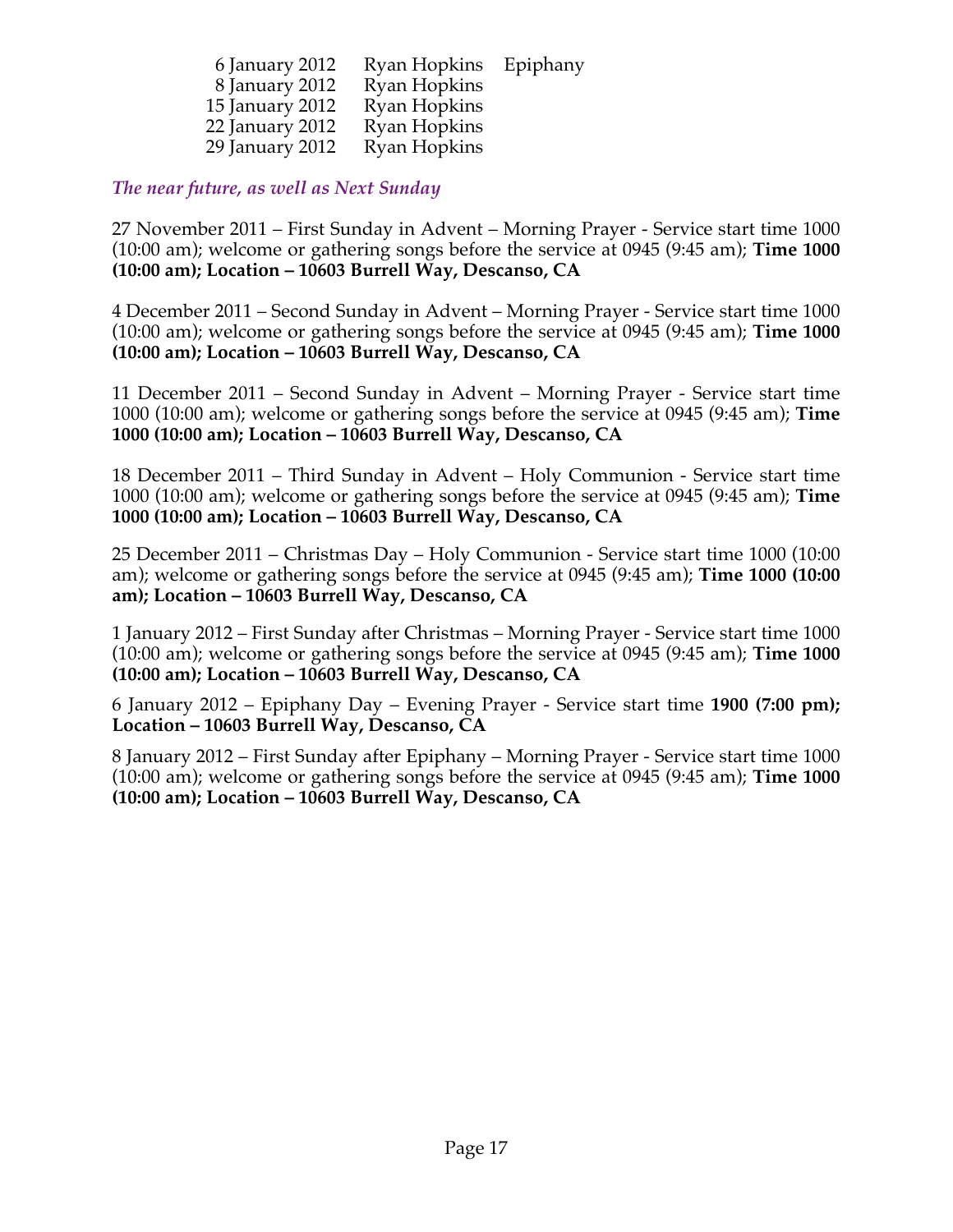| | | |
|---|---|---|
| 6 January 2012 | Ryan Hopkins | Epiphany |
| 8 January 2012 | Ryan Hopkins | |
| 15 January 2012 | Ryan Hopkins | |
| 22 January 2012 | Ryan Hopkins | |
| 29 January 2012 | Ryan Hopkins | |

*The near future, as well as Next Sunday*

27 November 2011 – First Sunday in Advent – Morning Prayer - Service start time 1000 (10:00 am); welcome or gathering songs before the service at 0945 (9:45 am); **Time 1000 (10:00 am); Location – 10603 Burrell Way, Descanso, CA**

4 December 2011 – Second Sunday in Advent – Morning Prayer - Service start time 1000 (10:00 am); welcome or gathering songs before the service at 0945 (9:45 am); **Time 1000 (10:00 am); Location – 10603 Burrell Way, Descanso, CA**

11 December 2011 – Second Sunday in Advent – Morning Prayer - Service start time 1000 (10:00 am); welcome or gathering songs before the service at 0945 (9:45 am); **Time 1000 (10:00 am); Location – 10603 Burrell Way, Descanso, CA**

18 December 2011 – Third Sunday in Advent – Holy Communion - Service start time 1000 (10:00 am); welcome or gathering songs before the service at 0945 (9:45 am); **Time 1000 (10:00 am); Location – 10603 Burrell Way, Descanso, CA**

25 December 2011 – Christmas Day – Holy Communion - Service start time 1000 (10:00 am); welcome or gathering songs before the service at 0945 (9:45 am); **Time 1000 (10:00 am); Location – 10603 Burrell Way, Descanso, CA**

1 January 2012 – First Sunday after Christmas – Morning Prayer - Service start time 1000 (10:00 am); welcome or gathering songs before the service at 0945 (9:45 am); **Time 1000 (10:00 am); Location – 10603 Burrell Way, Descanso, CA**

6 January 2012 – Epiphany Day – Evening Prayer - Service start time **1900 (7:00 pm); Location – 10603 Burrell Way, Descanso, CA**

8 January 2012 – First Sunday after Epiphany – Morning Prayer - Service start time 1000 (10:00 am); welcome or gathering songs before the service at 0945 (9:45 am); **Time 1000 (10:00 am); Location – 10603 Burrell Way, Descanso, CA**